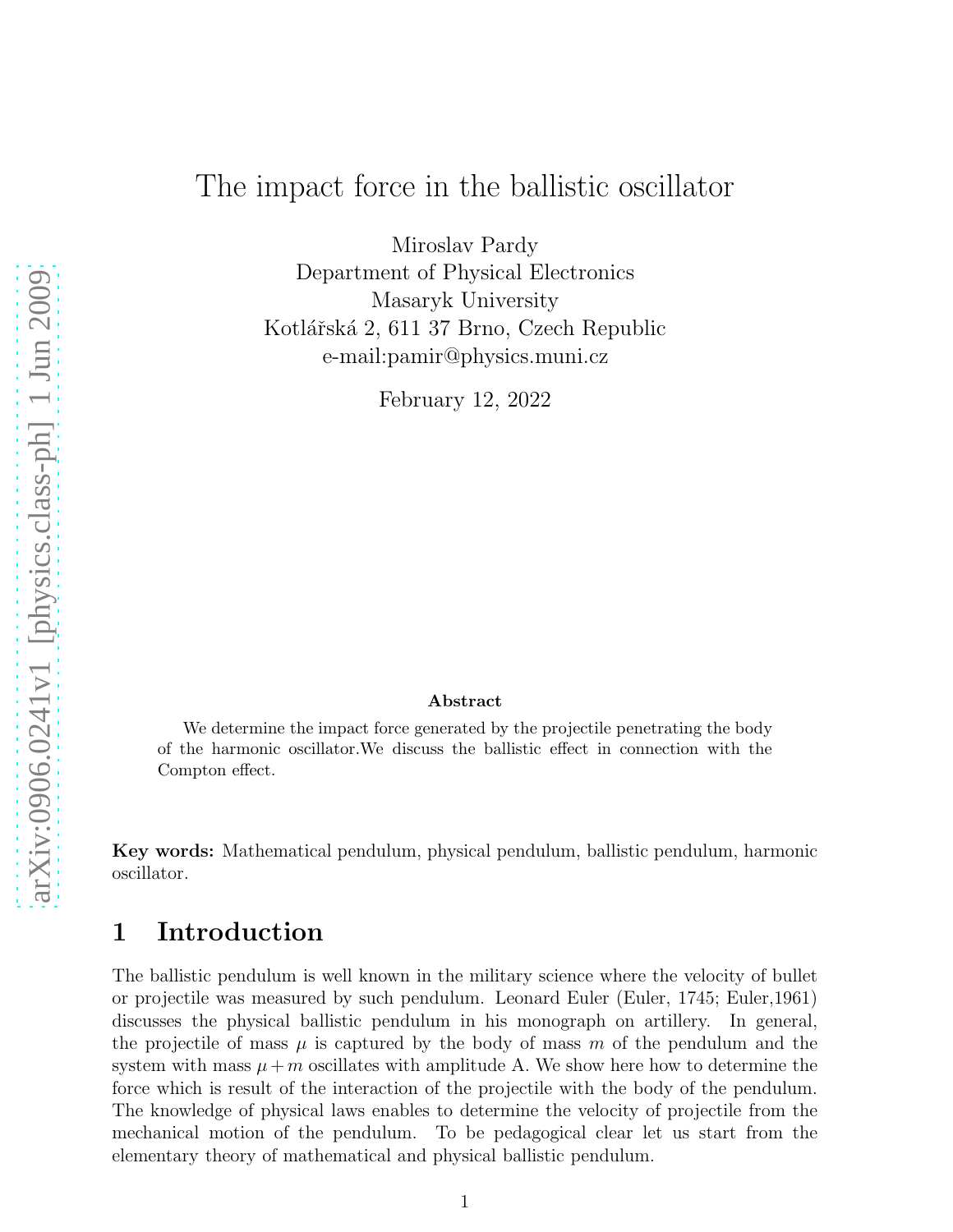# The impact force in the ballistic oscillator

Miroslav Pardy
Department of Physical Electronics
Masaryk University
Kotlářská 2, 611 37 Brno, Czech Republic
e-mail:pamir@physics.muni.cz

February 12, 2022

### Abstract

We determine the impact force generated by the projectile penetrating the body of the harmonic oscillator.We discuss the ballistic effect in connection with the Compton effect.

**Key words:** Mathematical pendulum, physical pendulum, ballistic pendulum, harmonic oscillator.

## 1 Introduction

The ballistic pendulum is well known in the military science where the velocity of bullet or projectile was measured by such pendulum. Leonard Euler (Euler, 1745; Euler,1961) discusses the physical ballistic pendulum in his monograph on artillery. In general, the projectile of mass $\mu$ is captured by the body of mass $m$ of the pendulum and the system with mass $\mu + m$ oscillates with amplitude A. We show here how to determine the force which is result of the interaction of the projectile with the body of the pendulum. The knowledge of physical laws enables to determine the velocity of projectile from the mechanical motion of the pendulum. To be pedagogical clear let us start from the elementary theory of mathematical and physical ballistic pendulum.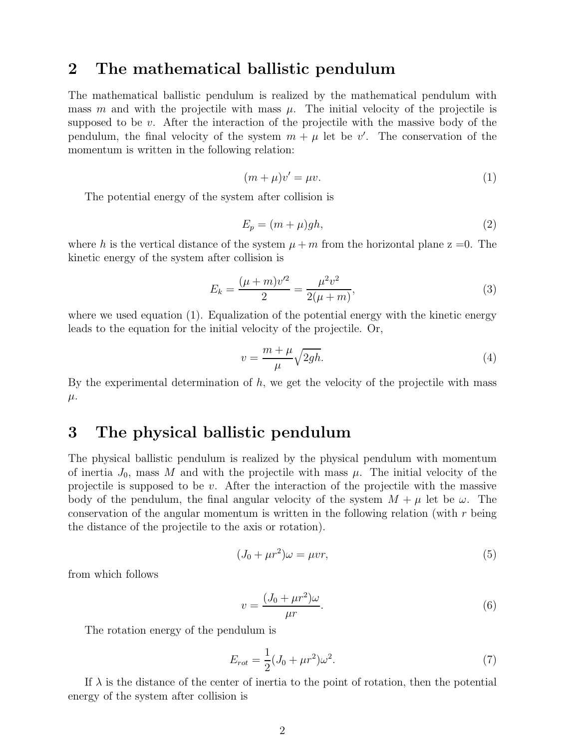## 2 The mathematical ballistic pendulum

The mathematical ballistic pendulum is realized by the mathematical pendulum with mass $m$ and with the projectile with mass $\mu$. The initial velocity of the projectile is supposed to be $v$. After the interaction of the projectile with the massive body of the pendulum, the final velocity of the system $m + \mu$ let be $v'$. The conservation of the momentum is written in the following relation:

$$(m + \mu)v' = \mu v. \tag{1}$$

The potential energy of the system after collision is

$$E_p = (m + \mu)gh, \tag{2}$$

where $h$ is the vertical distance of the system $\mu + m$ from the horizontal plane z =0. The kinetic energy of the system after collision is

$$E_k = \frac{(\mu + m)v'^2}{2} = \frac{\mu^2 v^2}{2(\mu + m)}, \tag{3}$$

where we used equation (1). Equalization of the potential energy with the kinetic energy leads to the equation for the initial velocity of the projectile. Or,

$$v = \frac{m + \mu}{\mu}\sqrt{2gh}. \tag{4}$$

By the experimental determination of $h$, we get the velocity of the projectile with mass $\mu$.

## 3 The physical ballistic pendulum

The physical ballistic pendulum is realized by the physical pendulum with momentum of inertia $J_0$, mass $M$ and with the projectile with mass $\mu$. The initial velocity of the projectile is supposed to be $v$. After the interaction of the projectile with the massive body of the pendulum, the final angular velocity of the system $M + \mu$ let be $\omega$. The conservation of the angular momentum is written in the following relation (with $r$ being the distance of the projectile to the axis or rotation).

$$(J_0 + \mu r^2)\omega = \mu v r, \tag{5}$$

from which follows

$$v = \frac{(J_0 + \mu r^2)\omega}{\mu r}. \tag{6}$$

The rotation energy of the pendulum is

$$E_{rot} = \frac{1}{2}(J_0 + \mu r^2)\omega^2. \tag{7}$$

If $\lambda$ is the distance of the center of inertia to the point of rotation, then the potential energy of the system after collision is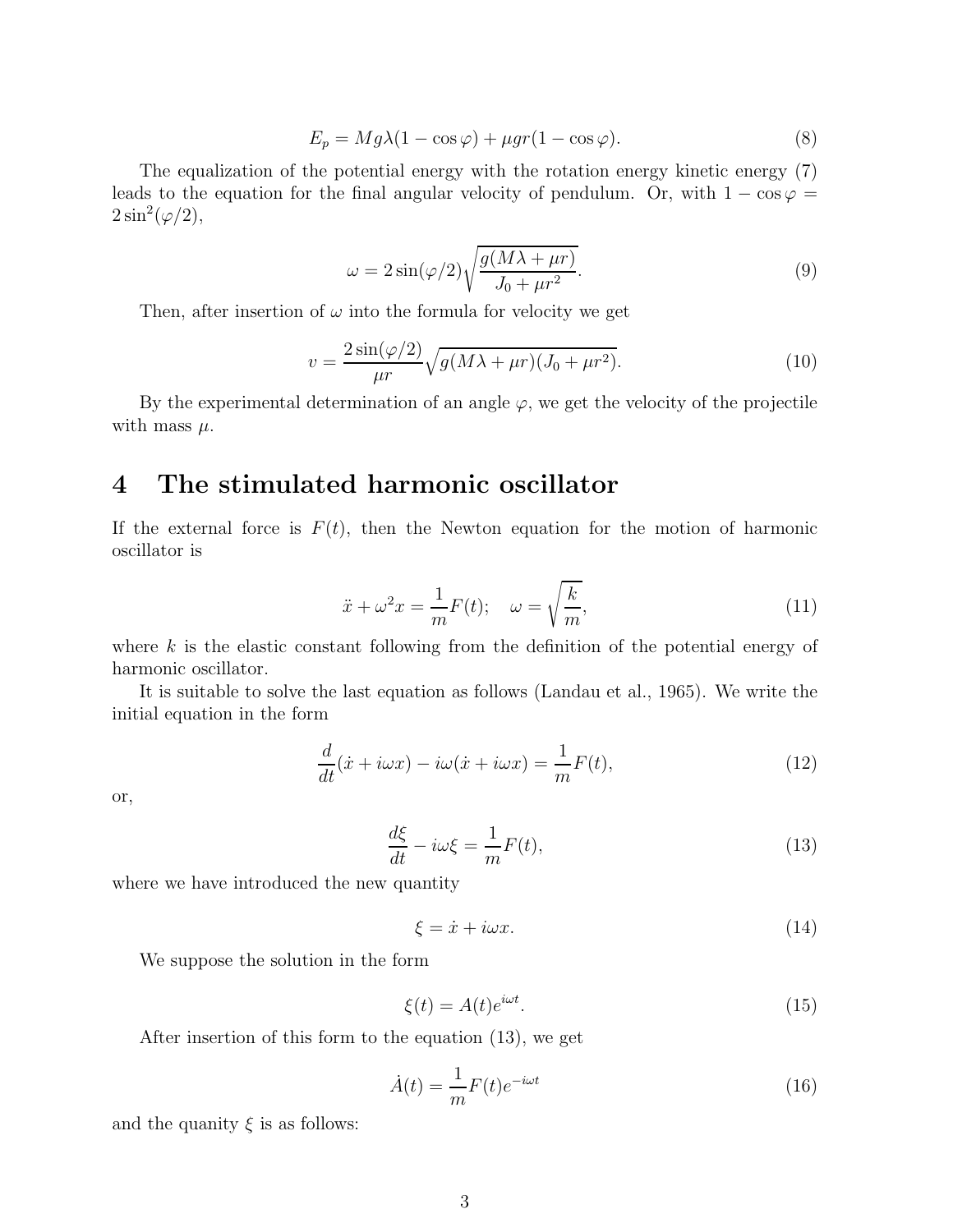$$E_p = Mg\lambda(1 - \cos\varphi) + \mu gr(1 - \cos\varphi). \tag{8}$$

The equalization of the potential energy with the rotation energy kinetic energy (7) leads to the equation for the final angular velocity of pendulum. Or, with $1 - \cos\varphi = 2\sin^2(\varphi/2)$,

$$\omega = 2\sin(\varphi/2)\sqrt{\frac{g(M\lambda + \mu r)}{J_0 + \mu r^2}}. \tag{9}$$

Then, after insertion of $\omega$ into the formula for velocity we get

$$v = \frac{2\sin(\varphi/2)}{\mu r}\sqrt{g(M\lambda + \mu r)(J_0 + \mu r^2)}. \tag{10}$$

By the experimental determination of an angle $\varphi$, we get the velocity of the projectile with mass $\mu$.

# 4 The stimulated harmonic oscillator

If the external force is $F(t)$, then the Newton equation for the motion of harmonic oscillator is

$$\ddot{x} + \omega^2 x = \frac{1}{m}F(t); \quad \omega = \sqrt{\frac{k}{m}}, \tag{11}$$

where $k$ is the elastic constant following from the definition of the potential energy of harmonic oscillator.

It is suitable to solve the last equation as follows (Landau et al., 1965). We write the initial equation in the form

$$\frac{d}{dt}(\dot{x} + i\omega x) - i\omega(\dot{x} + i\omega x) = \frac{1}{m}F(t), \tag{12}$$

or,

$$\frac{d\xi}{dt} - i\omega\xi = \frac{1}{m}F(t), \tag{13}$$

where we have introduced the new quantity

$$\xi = \dot{x} + i\omega x. \tag{14}$$

We suppose the solution in the form

$$\xi(t) = A(t)e^{i\omega t}. \tag{15}$$

After insertion of this form to the equation (13), we get

$$\dot{A}(t) = \frac{1}{m}F(t)e^{-i\omega t} \tag{16}$$

and the quanity $\xi$ is as follows: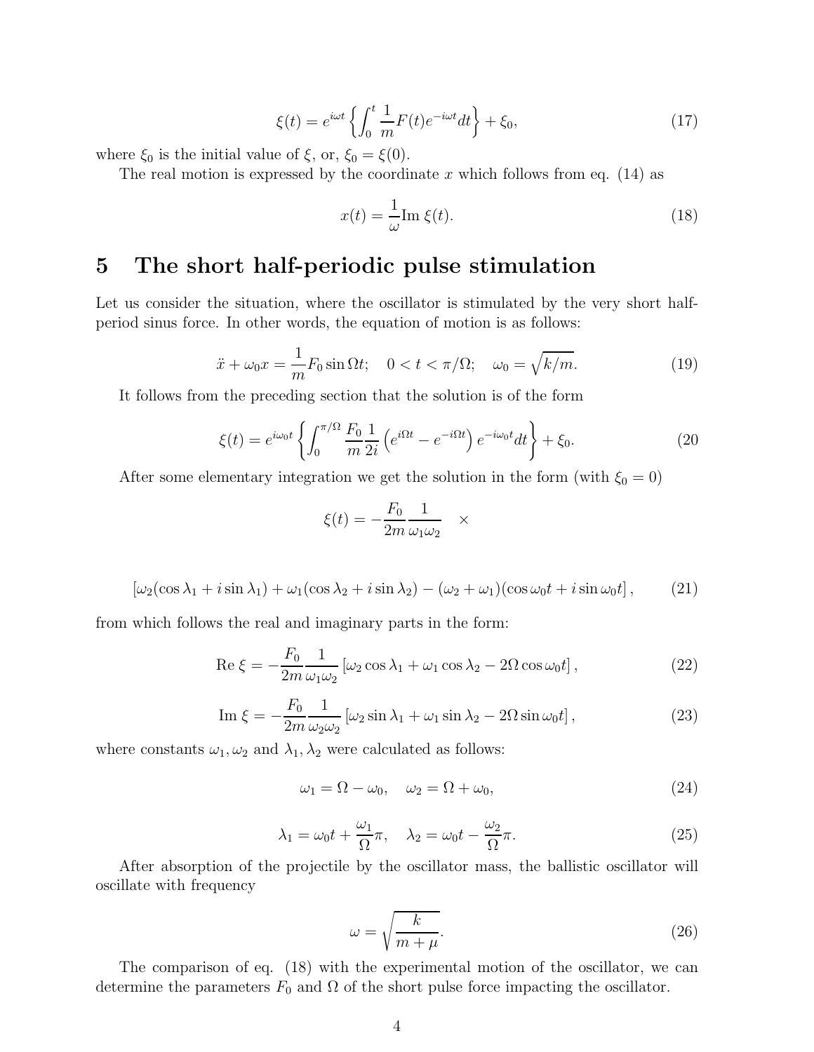$$\xi(t) = e^{i\omega t}\left\{\int_0^t \frac{1}{m}F(t)e^{-i\omega t}dt\right\} + \xi_0, \tag{17}$$

where $\xi_0$ is the initial value of $\xi$, or, $\xi_0 = \xi(0)$.

The real motion is expressed by the coordinate $x$ which follows from eq. (14) as

$$x(t) = \frac{1}{\omega}\text{Im}\,\xi(t). \tag{18}$$

# 5 The short half-periodic pulse stimulation

Let us consider the situation, where the oscillator is stimulated by the very short half-period sinus force. In other words, the equation of motion is as follows:

$$\ddot{x} + \omega_0 x = \frac{1}{m}F_0 \sin\Omega t; \quad 0 < t < \pi/\Omega; \quad \omega_0 = \sqrt{k/m}. \tag{19}$$

It follows from the preceding section that the solution is of the form

$$\xi(t) = e^{i\omega_0 t}\left\{\int_0^{\pi/\Omega} \frac{F_0}{m}\frac{1}{2i}\left(e^{i\Omega t} - e^{-i\Omega t}\right)e^{-i\omega_0 t}dt\right\} + \xi_0. \tag{20}$$

After some elementary integration we get the solution in the form (with $\xi_0 = 0$)

$$\xi(t) = -\frac{F_0}{2m}\frac{1}{\omega_1\omega_2} \quad \times$$

$$\left[\omega_2(\cos\lambda_1 + i\sin\lambda_1) + \omega_1(\cos\lambda_2 + i\sin\lambda_2) - (\omega_2 + \omega_1)(\cos\omega_0 t + i\sin\omega_0 t\right], \tag{21}$$

from which follows the real and imaginary parts in the form:

$$\text{Re}\,\xi = -\frac{F_0}{2m}\frac{1}{\omega_1\omega_2}\left[\omega_2\cos\lambda_1 + \omega_1\cos\lambda_2 - 2\Omega\cos\omega_0 t\right], \tag{22}$$

$$\text{Im}\,\xi = -\frac{F_0}{2m}\frac{1}{\omega_2\omega_2}\left[\omega_2\sin\lambda_1 + \omega_1\sin\lambda_2 - 2\Omega\sin\omega_0 t\right], \tag{23}$$

where constants $\omega_1, \omega_2$ and $\lambda_1, \lambda_2$ were calculated as follows:

$$\omega_1 = \Omega - \omega_0, \quad \omega_2 = \Omega + \omega_0, \tag{24}$$

$$\lambda_1 = \omega_0 t + \frac{\omega_1}{\Omega}\pi, \quad \lambda_2 = \omega_0 t - \frac{\omega_2}{\Omega}\pi. \tag{25}$$

After absorption of the projectile by the oscillator mass, the ballistic oscillator will oscillate with frequency

$$\omega = \sqrt{\frac{k}{m+\mu}}. \tag{26}$$

The comparison of eq. (18) with the experimental motion of the oscillator, we can determine the parameters $F_0$ and $\Omega$ of the short pulse force impacting the oscillator.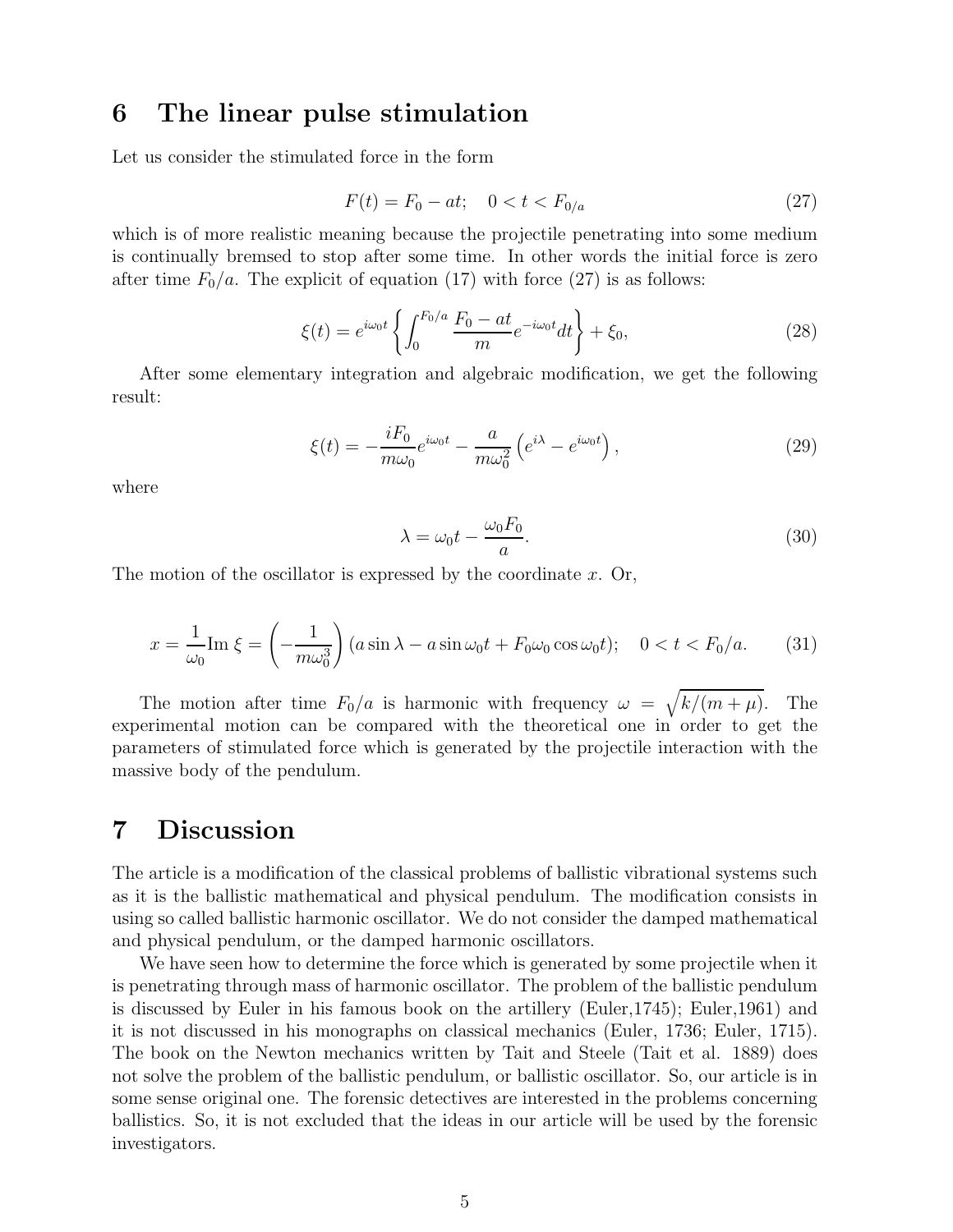# 6 The linear pulse stimulation

Let us consider the stimulated force in the form

$$F(t) = F_0 - at; \quad 0 < t < F_{0/a} \tag{27}$$

which is of more realistic meaning because the projectile penetrating into some medium is continually bremsed to stop after some time. In other words the initial force is zero after time $F_0/a$. The explicit of equation (17) with force (27) is as follows:

$$\xi(t) = e^{i\omega_0 t}\left\{\int_0^{F_0/a} \frac{F_0 - at}{m} e^{-i\omega_0 t} dt\right\} + \xi_0, \tag{28}$$

After some elementary integration and algebraic modification, we get the following result:

$$\xi(t) = -\frac{iF_0}{m\omega_0}e^{i\omega_0 t} - \frac{a}{m\omega_0^2}\left(e^{i\lambda} - e^{i\omega_0 t}\right), \tag{29}$$

where

$$\lambda = \omega_0 t - \frac{\omega_0 F_0}{a}. \tag{30}$$

The motion of the oscillator is expressed by the coordinate $x$. Or,

$$x = \frac{1}{\omega_0}\text{Im}\, \xi = \left(-\frac{1}{m\omega_0^3}\right)(a\sin\lambda - a\sin\omega_0 t + F_0\omega_0\cos\omega_0 t); \quad 0 < t < F_0/a. \tag{31}$$

The motion after time $F_0/a$ is harmonic with frequency $\omega = \sqrt{k/(m+\mu)}$. The experimental motion can be compared with the theoretical one in order to get the parameters of stimulated force which is generated by the projectile interaction with the massive body of the pendulum.

# 7 Discussion

The article is a modification of the classical problems of ballistic vibrational systems such as it is the ballistic mathematical and physical pendulum. The modification consists in using so called ballistic harmonic oscillator. We do not consider the damped mathematical and physical pendulum, or the damped harmonic oscillators.

We have seen how to determine the force which is generated by some projectile when it is penetrating through mass of harmonic oscillator. The problem of the ballistic pendulum is discussed by Euler in his famous book on the artillery (Euler,1745); Euler,1961) and it is not discussed in his monographs on classical mechanics (Euler, 1736; Euler, 1715). The book on the Newton mechanics written by Tait and Steele (Tait et al. 1889) does not solve the problem of the ballistic pendulum, or ballistic oscillator. So, our article is in some sense original one. The forensic detectives are interested in the problems concerning ballistics. So, it is not excluded that the ideas in our article will be used by the forensic investigators.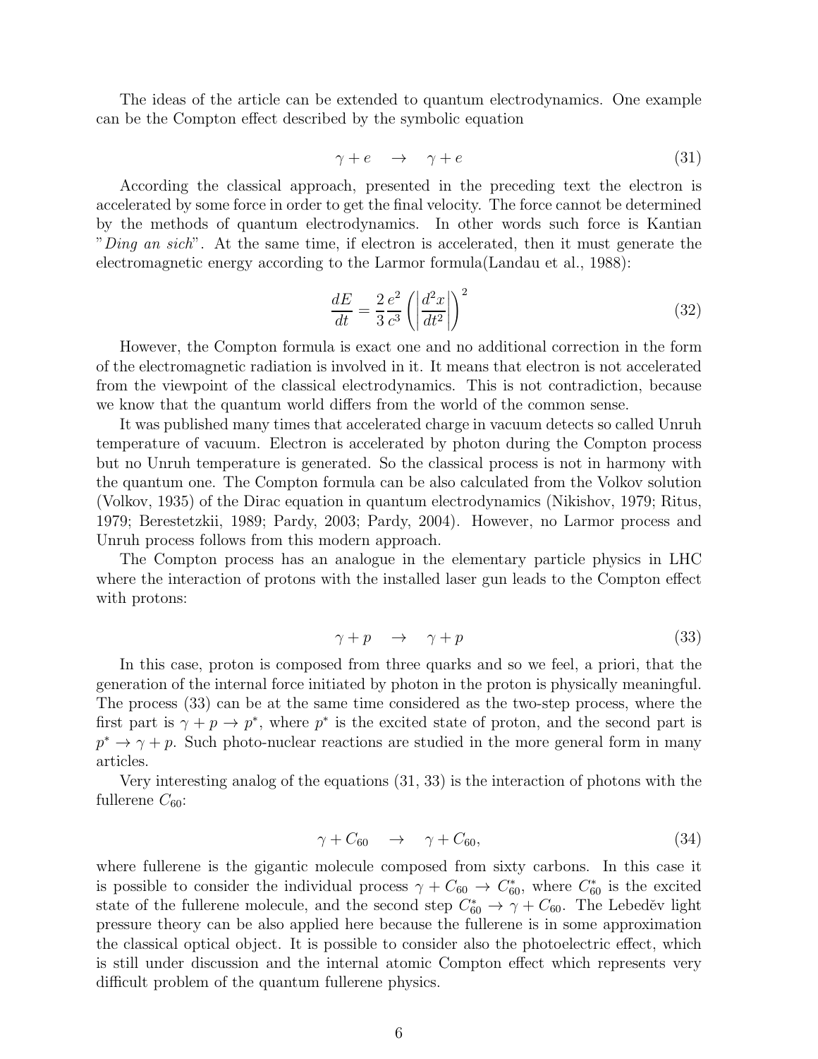The ideas of the article can be extended to quantum electrodynamics. One example can be the Compton effect described by the symbolic equation

$$\gamma + e \quad \to \quad \gamma + e \tag{31}$$

According the classical approach, presented in the preceding text the electron is accelerated by some force in order to get the final velocity. The force cannot be determined by the methods of quantum electrodynamics. In other words such force is Kantian "*Ding an sich*". At the same time, if electron is accelerated, then it must generate the electromagnetic energy according to the Larmor formula(Landau et al., 1988):

$$\frac{dE}{dt} = \frac{2}{3}\frac{e^2}{c^3}\left(\left|\frac{d^2x}{dt^2}\right|\right)^2 \tag{32}$$

However, the Compton formula is exact one and no additional correction in the form of the electromagnetic radiation is involved in it. It means that electron is not accelerated from the viewpoint of the classical electrodynamics. This is not contradiction, because we know that the quantum world differs from the world of the common sense.

It was published many times that accelerated charge in vacuum detects so called Unruh temperature of vacuum. Electron is accelerated by photon during the Compton process but no Unruh temperature is generated. So the classical process is not in harmony with the quantum one. The Compton formula can be also calculated from the Volkov solution (Volkov, 1935) of the Dirac equation in quantum electrodynamics (Nikishov, 1979; Ritus, 1979; Berestetzkii, 1989; Pardy, 2003; Pardy, 2004). However, no Larmor process and Unruh process follows from this modern approach.

The Compton process has an analogue in the elementary particle physics in LHC where the interaction of protons with the installed laser gun leads to the Compton effect with protons:

$$\gamma + p \quad \to \quad \gamma + p \tag{33}$$

In this case, proton is composed from three quarks and so we feel, a priori, that the generation of the internal force initiated by photon in the proton is physically meaningful. The process (33) can be at the same time considered as the two-step process, where the first part is $\gamma + p \to p^*$, where $p^*$ is the excited state of proton, and the second part is $p^* \to \gamma + p$. Such photo-nuclear reactions are studied in the more general form in many articles.

Very interesting analog of the equations (31, 33) is the interaction of photons with the fullerene $C_{60}$:

$$\gamma + C_{60} \quad \to \quad \gamma + C_{60}, \tag{34}$$

where fullerene is the gigantic molecule composed from sixty carbons. In this case it is possible to consider the individual process $\gamma + C_{60} \to C_{60}^*$, where $C_{60}^*$ is the excited state of the fullerene molecule, and the second step $C_{60}^* \to \gamma + C_{60}$. The Lebedĕv light pressure theory can be also applied here because the fullerene is in some approximation the classical optical object. It is possible to consider also the photoelectric effect, which is still under discussion and the internal atomic Compton effect which represents very difficult problem of the quantum fullerene physics.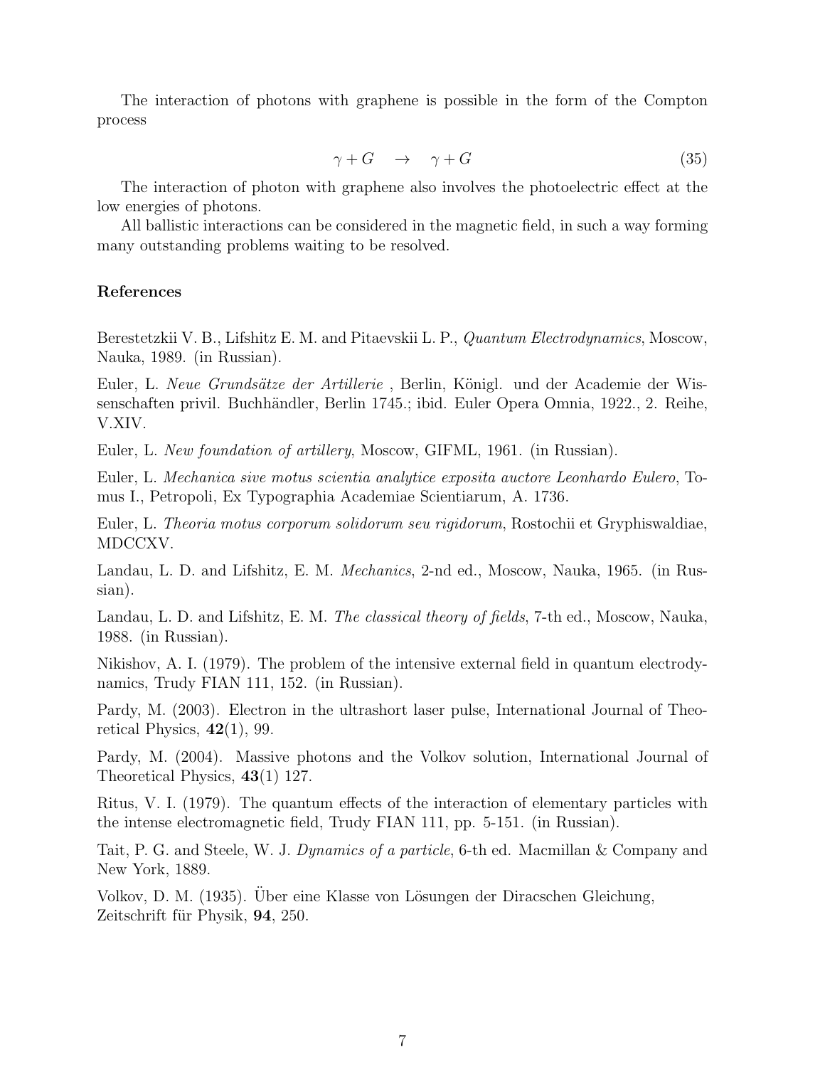The interaction of photons with graphene is possible in the form of the Compton process

$$\gamma + G \quad \rightarrow \quad \gamma + G \tag{35}$$

The interaction of photon with graphene also involves the photoelectric effect at the low energies of photons.

All ballistic interactions can be considered in the magnetic field, in such a way forming many outstanding problems waiting to be resolved.

### References

Berestetzkii V. B., Lifshitz E. M. and Pitaevskii L. P., *Quantum Electrodynamics*, Moscow, Nauka, 1989. (in Russian).

Euler, L. *Neue Grundsätze der Artillerie* , Berlin, Königl. und der Academie der Wissenschaften privil. Buchhändler, Berlin 1745.; ibid. Euler Opera Omnia, 1922., 2. Reihe, V.XIV.

Euler, L. *New foundation of artillery*, Moscow, GIFML, 1961. (in Russian).

Euler, L. *Mechanica sive motus scientia analytice exposita auctore Leonhardo Eulero*, Tomus I., Petropoli, Ex Typographia Academiae Scientiarum, A. 1736.

Euler, L. *Theoria motus corporum solidorum seu rigidorum*, Rostochii et Gryphiswaldiae, MDCCXV.

Landau, L. D. and Lifshitz, E. M. *Mechanics*, 2-nd ed., Moscow, Nauka, 1965. (in Russian).

Landau, L. D. and Lifshitz, E. M. *The classical theory of fields*, 7-th ed., Moscow, Nauka, 1988. (in Russian).

Nikishov, A. I. (1979). The problem of the intensive external field in quantum electrodynamics, Trudy FIAN 111, 152. (in Russian).

Pardy, M. (2003). Electron in the ultrashort laser pulse, International Journal of Theoretical Physics, **42**(1), 99.

Pardy, M. (2004). Massive photons and the Volkov solution, International Journal of Theoretical Physics, **43**(1) 127.

Ritus, V. I. (1979). The quantum effects of the interaction of elementary particles with the intense electromagnetic field, Trudy FIAN 111, pp. 5-151. (in Russian).

Tait, P. G. and Steele, W. J. *Dynamics of a particle*, 6-th ed. Macmillan & Company and New York, 1889.

Volkov, D. M. (1935). Über eine Klasse von Lösungen der Diracschen Gleichung, Zeitschrift für Physik, **94**, 250.